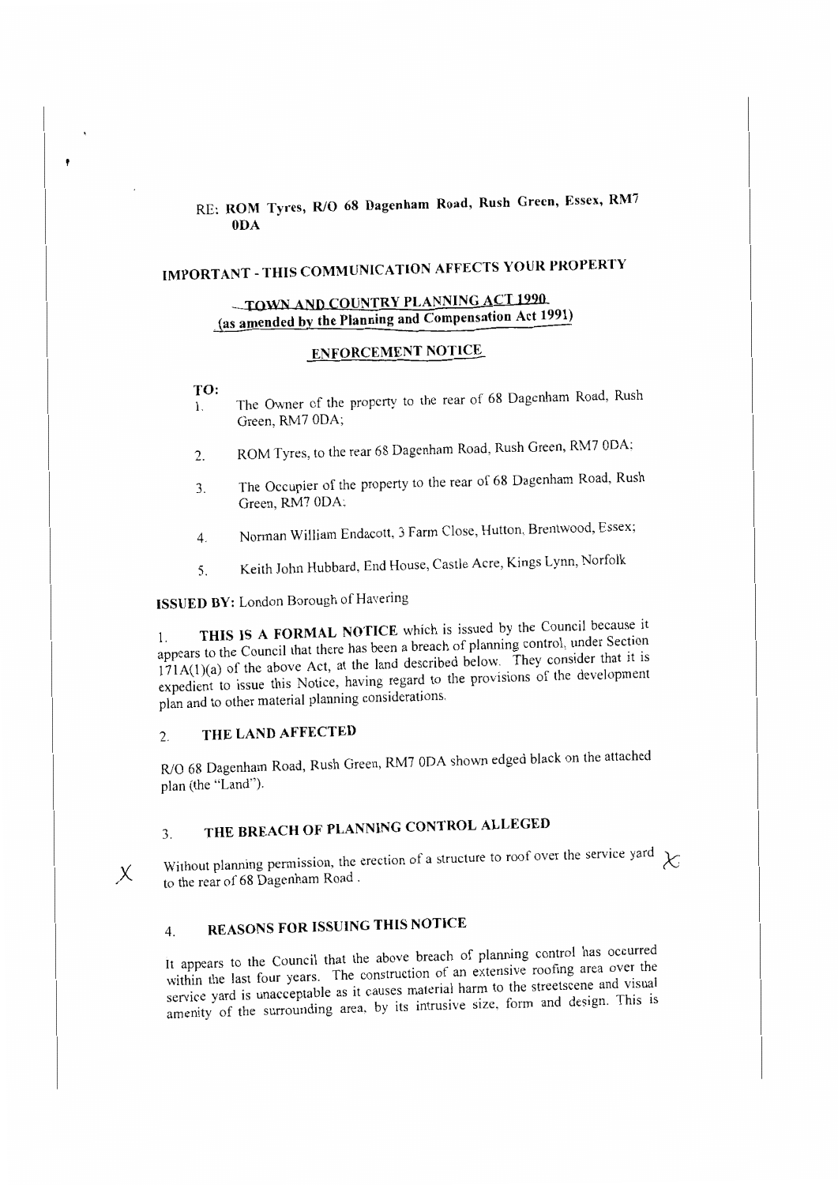RE: **ROM Tyres, R/O 68 Dagenham Road, Rush Green, Essex, RM7 0DA**

# IMPORTANT - THIS COMMUNICATION AFFECTS YOUR PROPERTY

## TOWN AND COUNTRY PLANNING ACT 1990 (as amended by the Planning and Compensation Act 1991)

## ENFORCEMENT NOTICE

**TO:**

1. The Owner of the property to the rear of 68 Dagenham Road, Rush Green, RM7 0DA;
2. ROM Tyres, to the rear 68 Dagenham Road, Rush Green, RM7 0DA;
3. The Occupier of the property to the rear of 68 Dagenham Road, Rush Green, RM7 0DA;
4. Norman William Endacott, 3 Farm Close, Hutton, Brentwood, Essex;
5. Keith John Hubbard, End House, Castle Acre, Kings Lynn, Norfolk

**ISSUED BY:** London Borough of Havering

1. **THIS IS A FORMAL NOTICE** which is issued by the Council because it appears to the Council that there has been a breach of planning control, under Section 171A(1)(a) of the above Act, at the land described below. They consider that it is expedient to issue this Notice, having regard to the provisions of the development plan and to other material planning considerations.

### 2. THE LAND AFFECTED

R/O 68 Dagenham Road, Rush Green, RM7 0DA shown edged black on the attached plan (the "Land").

### 3. THE BREACH OF PLANNING CONTROL ALLEGED

Without planning permission, the erection of a structure to roof over the service yard to the rear of 68 Dagenham Road .

### 4. REASONS FOR ISSUING THIS NOTICE

It appears to the Council that the above breach of planning control has occurred within the last four years. The construction of an extensive roofing area over the service yard is unacceptable as it causes material harm to the streetscene and visual amenity of the surrounding area, by its intrusive size, form and design. This is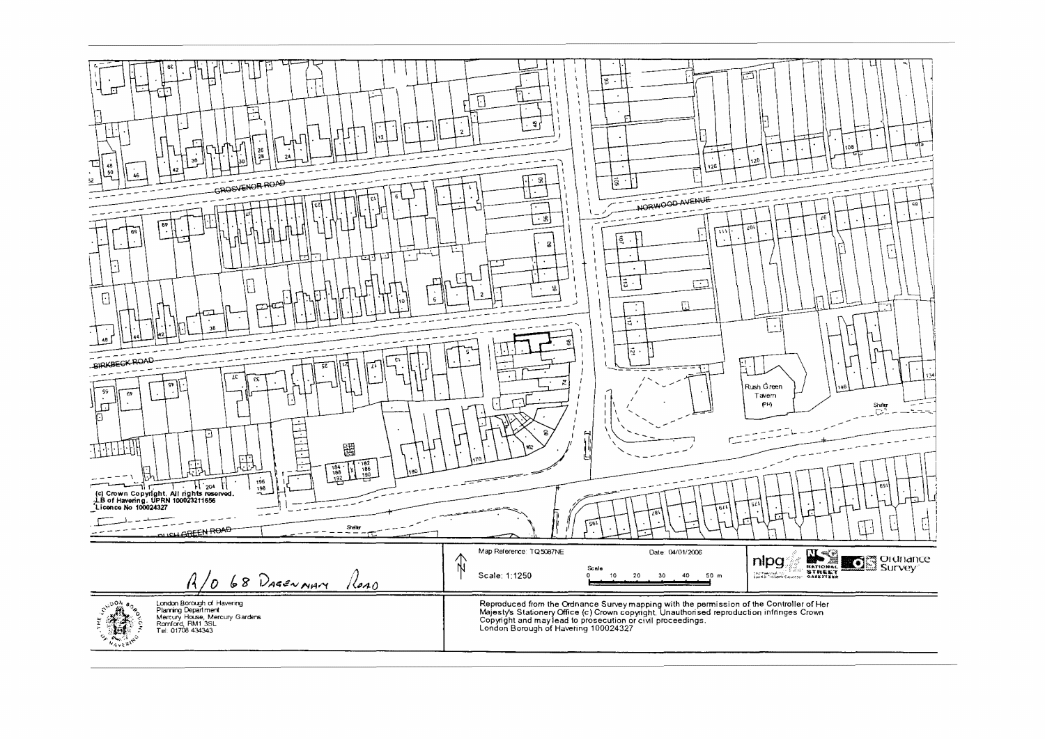GROSVENOR ROAD

NORWOOD AVENUE

BIRKBECK ROAD

RUSH GREEN ROAD

Rush Green Tavern (PH)

Shelter

(c) Crown Copyright. All rights reserved.
LB of Havering. UPRN 100023211656
Licence No 100024327

Map Reference: TQ5087NE

Date: 04/01/2006

Scale: 1:1250

Scale
0 10 20 30 40 50 m

R/O 68 DAGENHAM ROAD

London Borough of Havering
Planning Department
Mercury House, Mercury Gardens
Romford, RM1 3SL
Tel: 01708 434343

Reproduced from the Ordnance Survey mapping with the permission of the Controller of Her Majesty's Stationery Office (c) Crown copyright. Unauthorised reproduction infringes Crown Copyright and may lead to prosecution or civil proceedings.
London Borough of Havering 100024327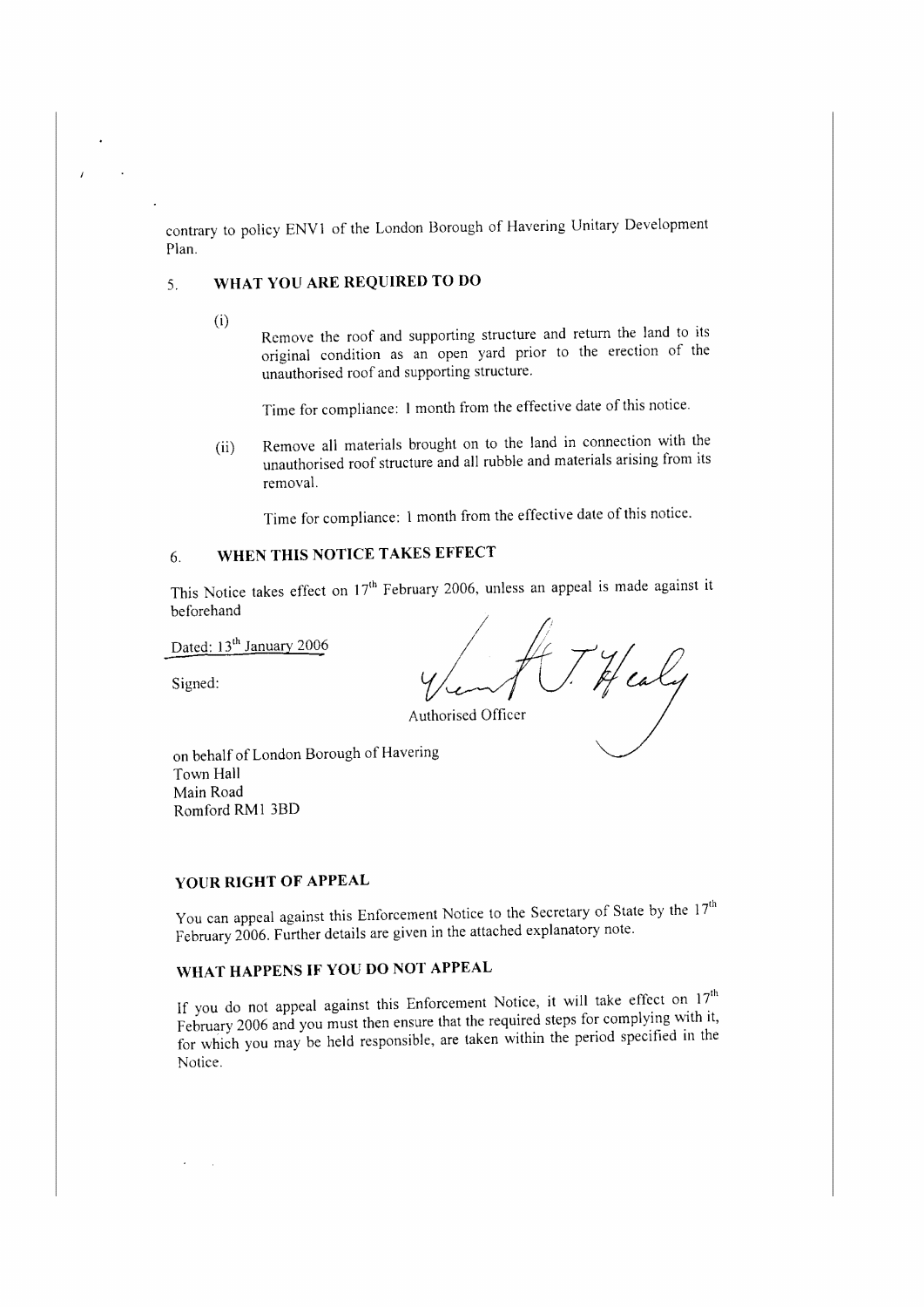contrary to policy ENV1 of the London Borough of Havering Unitary Development Plan.

## 5. WHAT YOU ARE REQUIRED TO DO

(i) Remove the roof and supporting structure and return the land to its original condition as an open yard prior to the erection of the unauthorised roof and supporting structure.

Time for compliance: 1 month from the effective date of this notice.

(ii) Remove all materials brought on to the land in connection with the unauthorised roof structure and all rubble and materials arising from its removal.

Time for compliance: 1 month from the effective date of this notice.

## 6. WHEN THIS NOTICE TAKES EFFECT

This Notice takes effect on 17th February 2006, unless an appeal is made against it beforehand

Dated: 13th January 2006

Signed:

Authorised Officer

on behalf of London Borough of Havering
Town Hall
Main Road
Romford RM1 3BD

## YOUR RIGHT OF APPEAL

You can appeal against this Enforcement Notice to the Secretary of State by the 17th February 2006. Further details are given in the attached explanatory note.

## WHAT HAPPENS IF YOU DO NOT APPEAL

If you do not appeal against this Enforcement Notice, it will take effect on 17th February 2006 and you must then ensure that the required steps for complying with it, for which you may be held responsible, are taken within the period specified in the Notice.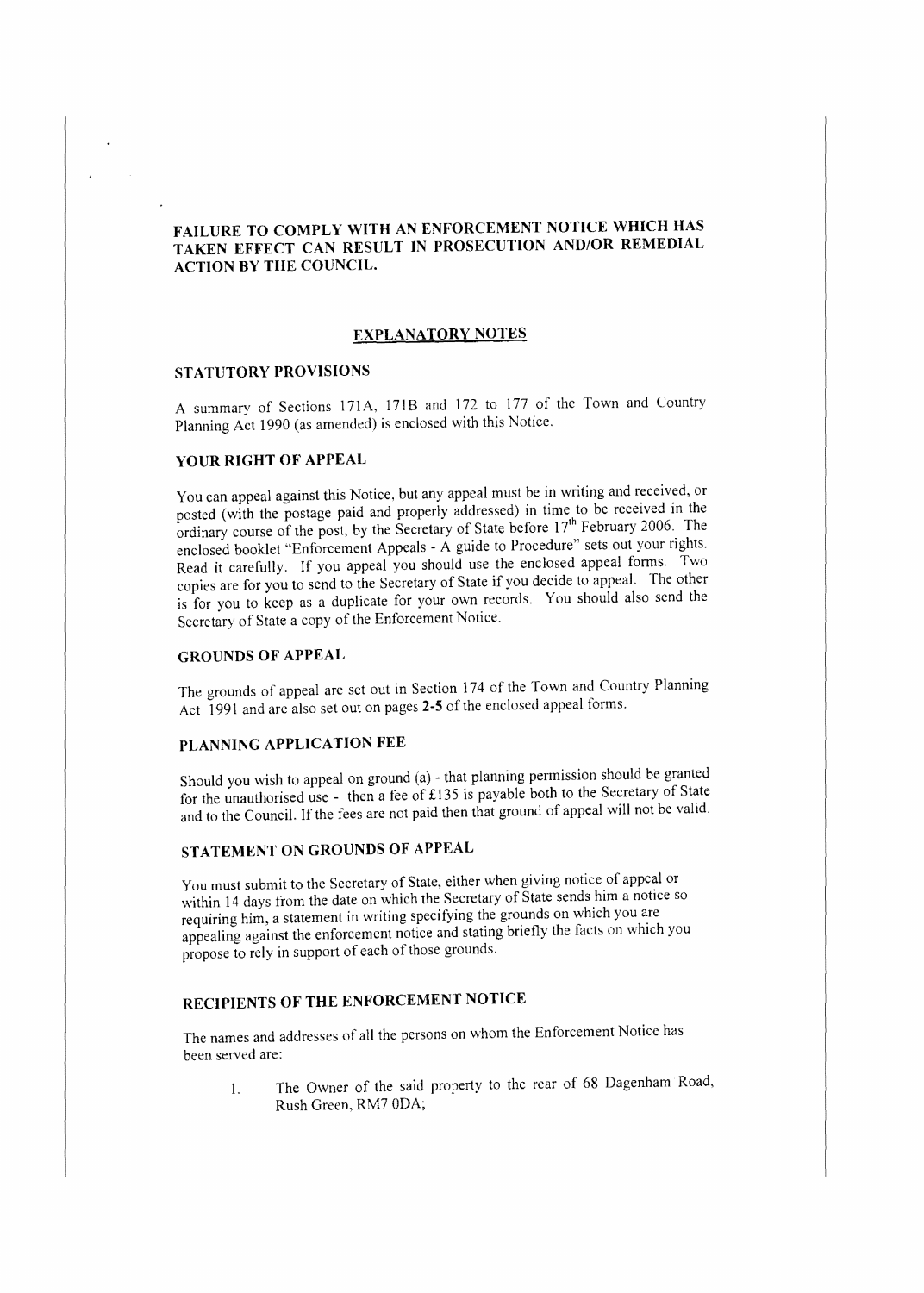**FAILURE TO COMPLY WITH AN ENFORCEMENT NOTICE WHICH HAS TAKEN EFFECT CAN RESULT IN PROSECUTION AND/OR REMEDIAL ACTION BY THE COUNCIL.**

## EXPLANATORY NOTES

### STATUTORY PROVISIONS

A summary of Sections 171A, 171B and 172 to 177 of the Town and Country Planning Act 1990 (as amended) is enclosed with this Notice.

### YOUR RIGHT OF APPEAL

You can appeal against this Notice, but any appeal must be in writing and received, or posted (with the postage paid and properly addressed) in time to be received in the ordinary course of the post, by the Secretary of State before 17th February 2006. The enclosed booklet "Enforcement Appeals - A guide to Procedure" sets out your rights. Read it carefully. If you appeal you should use the enclosed appeal forms. Two copies are for you to send to the Secretary of State if you decide to appeal. The other is for you to keep as a duplicate for your own records. You should also send the Secretary of State a copy of the Enforcement Notice.

### GROUNDS OF APPEAL

The grounds of appeal are set out in Section 174 of the Town and Country Planning Act 1991 and are also set out on pages **2-5** of the enclosed appeal forms.

### PLANNING APPLICATION FEE

Should you wish to appeal on ground (a) - that planning permission should be granted for the unauthorised use - then a fee of £135 is payable both to the Secretary of State and to the Council. If the fees are not paid then that ground of appeal will not be valid.

### STATEMENT ON GROUNDS OF APPEAL

You must submit to the Secretary of State, either when giving notice of appeal or within 14 days from the date on which the Secretary of State sends him a notice so requiring him, a statement in writing specifying the grounds on which you are appealing against the enforcement notice and stating briefly the facts on which you propose to rely in support of each of those grounds.

### RECIPIENTS OF THE ENFORCEMENT NOTICE

The names and addresses of all the persons on whom the Enforcement Notice has been served are:

1. The Owner of the said property to the rear of 68 Dagenham Road, Rush Green, RM7 0DA;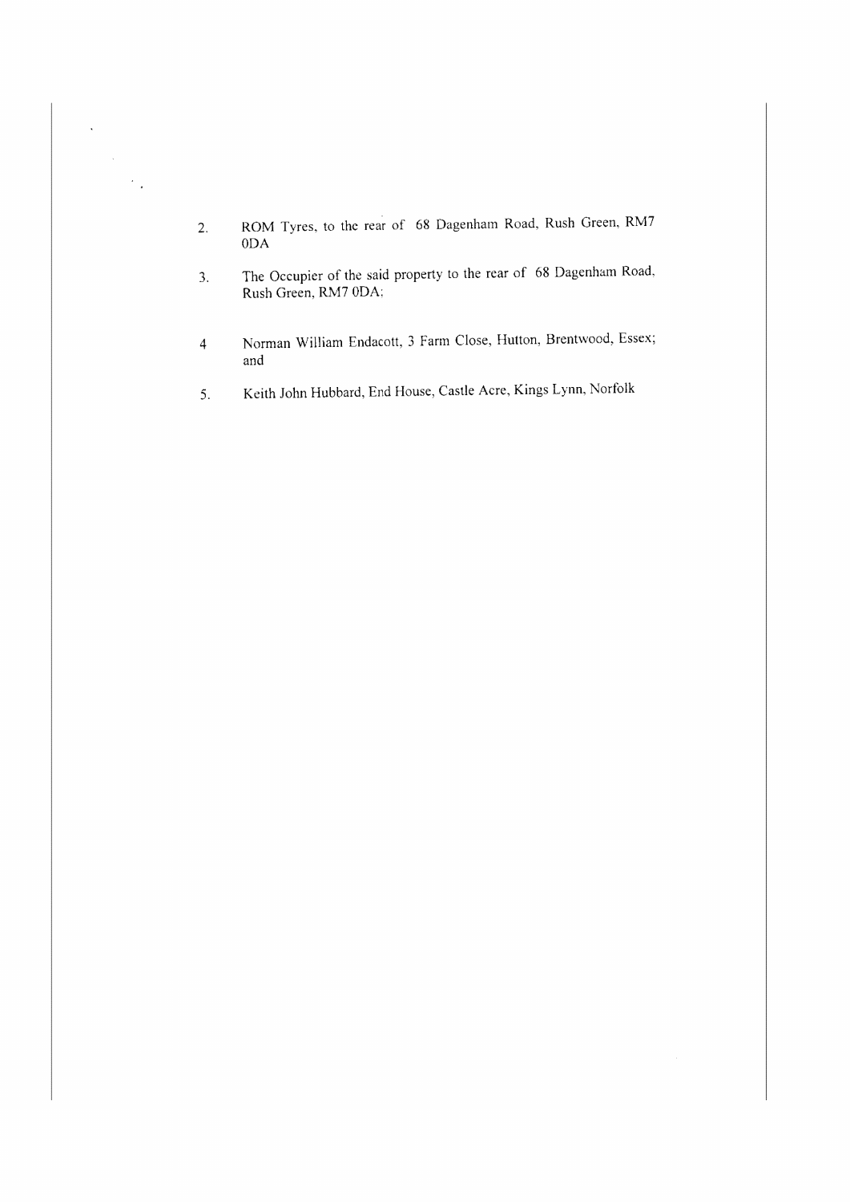2. ROM Tyres, to the rear of 68 Dagenham Road, Rush Green, RM7 0DA

3. The Occupier of the said property to the rear of 68 Dagenham Road, Rush Green, RM7 0DA;

4 Norman William Endacott, 3 Farm Close, Hutton, Brentwood, Essex; and

5. Keith John Hubbard, End House, Castle Acre, Kings Lynn, Norfolk